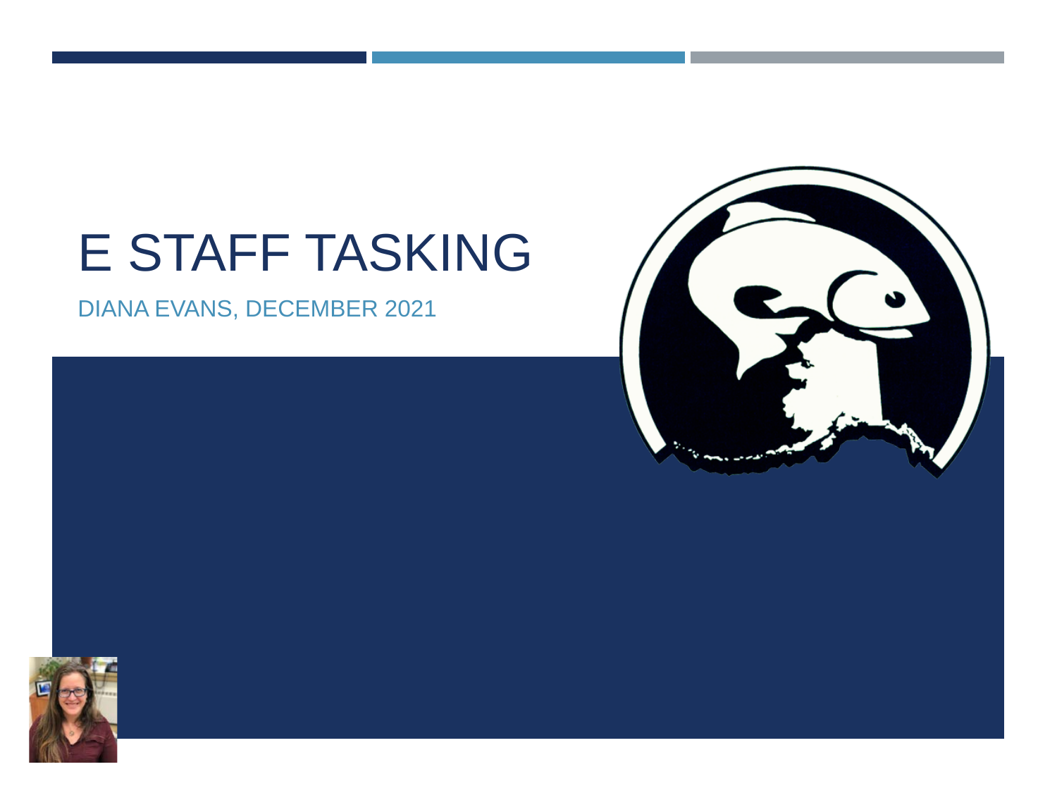# E STAFF TASKING

DIANA EVANS, DECEMBER 2021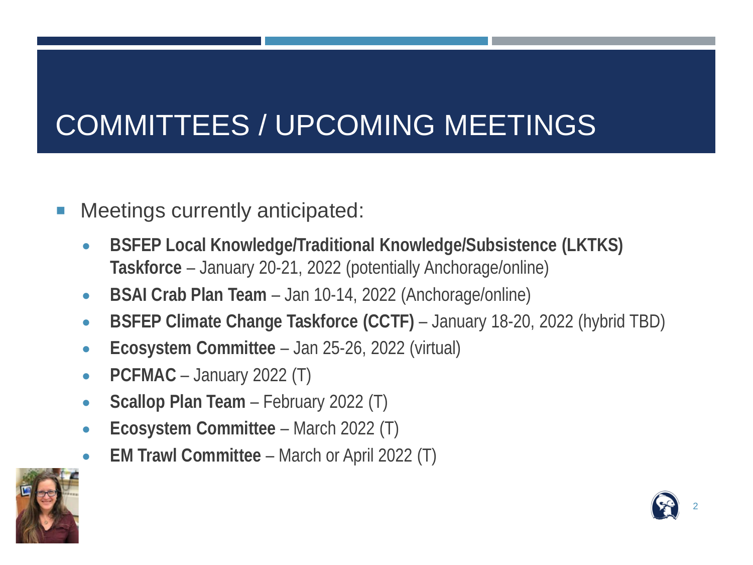# COMMITTEES / UPCOMING MEETINGS

- Meetings currently anticipated:
  - **BSFEP Local Knowledge/Traditional Knowledge/Subsistence (LKTKS) Taskforce** – January 20-21, 2022 (potentially Anchorage/online)
  - **BSAI Crab Plan Team** – Jan 10-14, 2022 (Anchorage/online)
  - **BSFEP Climate Change Taskforce (CCTF)** – January 18-20, 2022 (hybrid TBD)
  - **Ecosystem Committee** – Jan 25-26, 2022 (virtual)
  - **PCFMAC** – January 2022 (T)
  - **Scallop Plan Team** – February 2022 (T)
  - **Ecosystem Committee** – March 2022 (T)
  - **EM Trawl Committee** – March or April 2022 (T)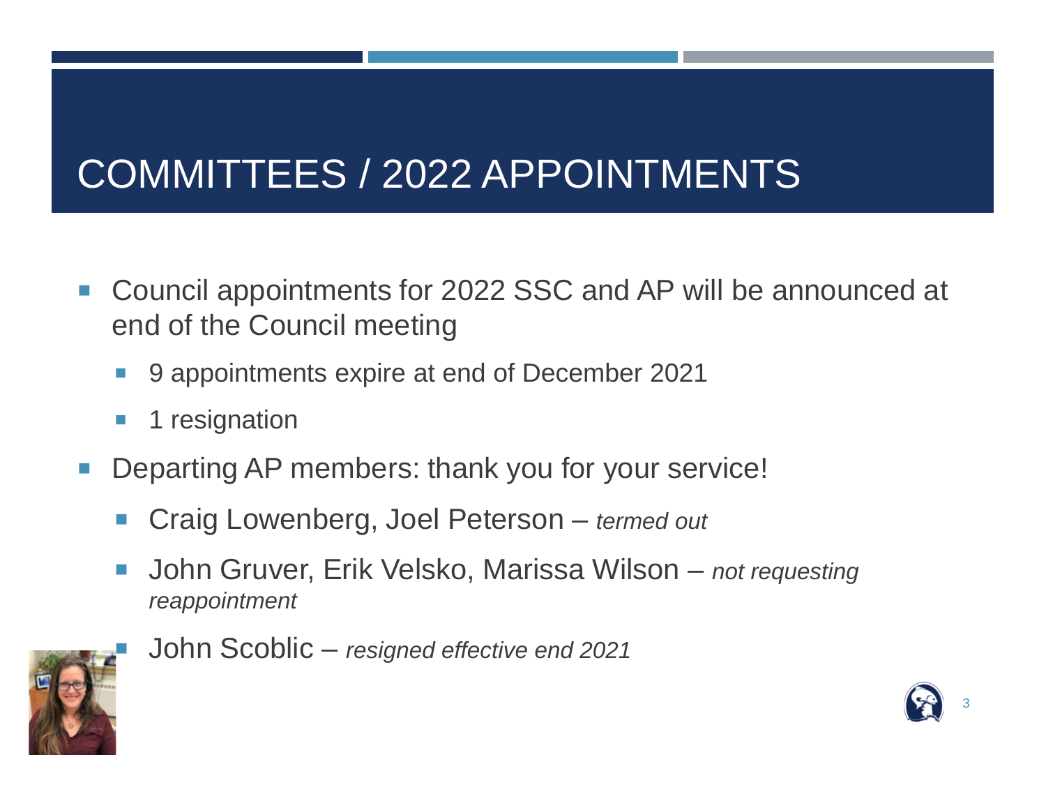# COMMITTEES / 2022 APPOINTMENTS

- Council appointments for 2022 SSC and AP will be announced at end of the Council meeting
  - 9 appointments expire at end of December 2021
  - 1 resignation
- Departing AP members: thank you for your service!
  - Craig Lowenberg, Joel Peterson – *termed out*
  - John Gruver, Erik Velsko, Marissa Wilson – *not requesting reappointment*
  - John Scoblic – *resigned effective end 2021*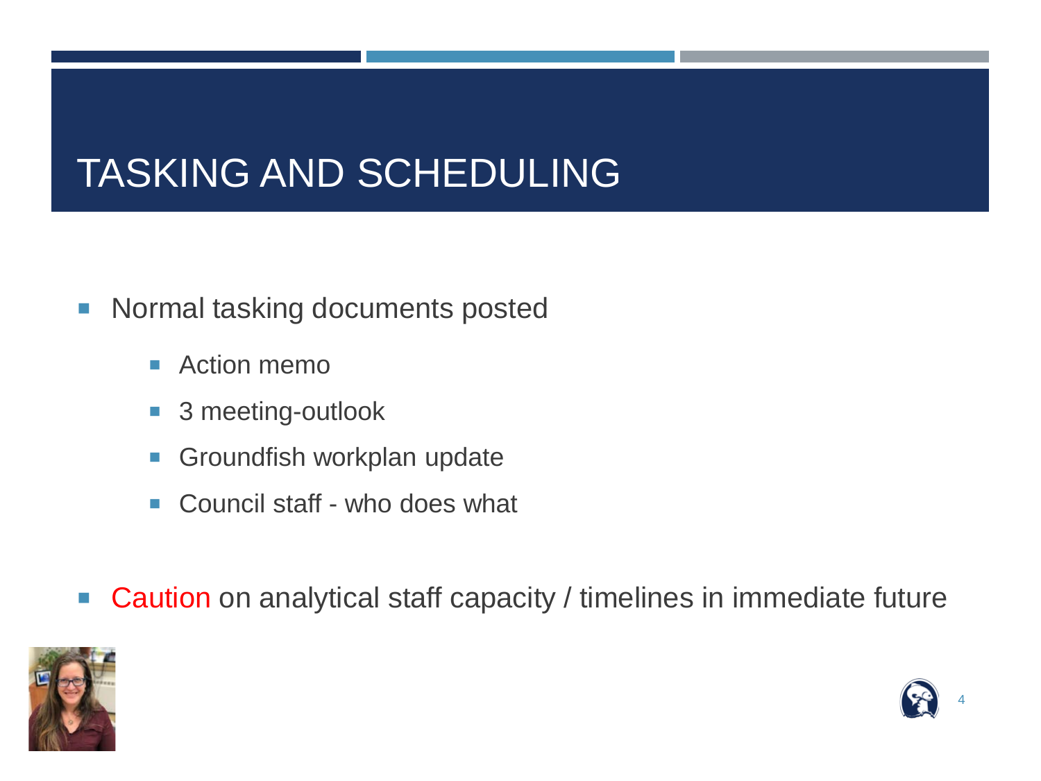# TASKING AND SCHEDULING

- Normal tasking documents posted
  - Action memo
  - 3 meeting-outlook
  - Groundfish workplan update
  - Council staff - who does what
- Caution on analytical staff capacity / timelines in immediate future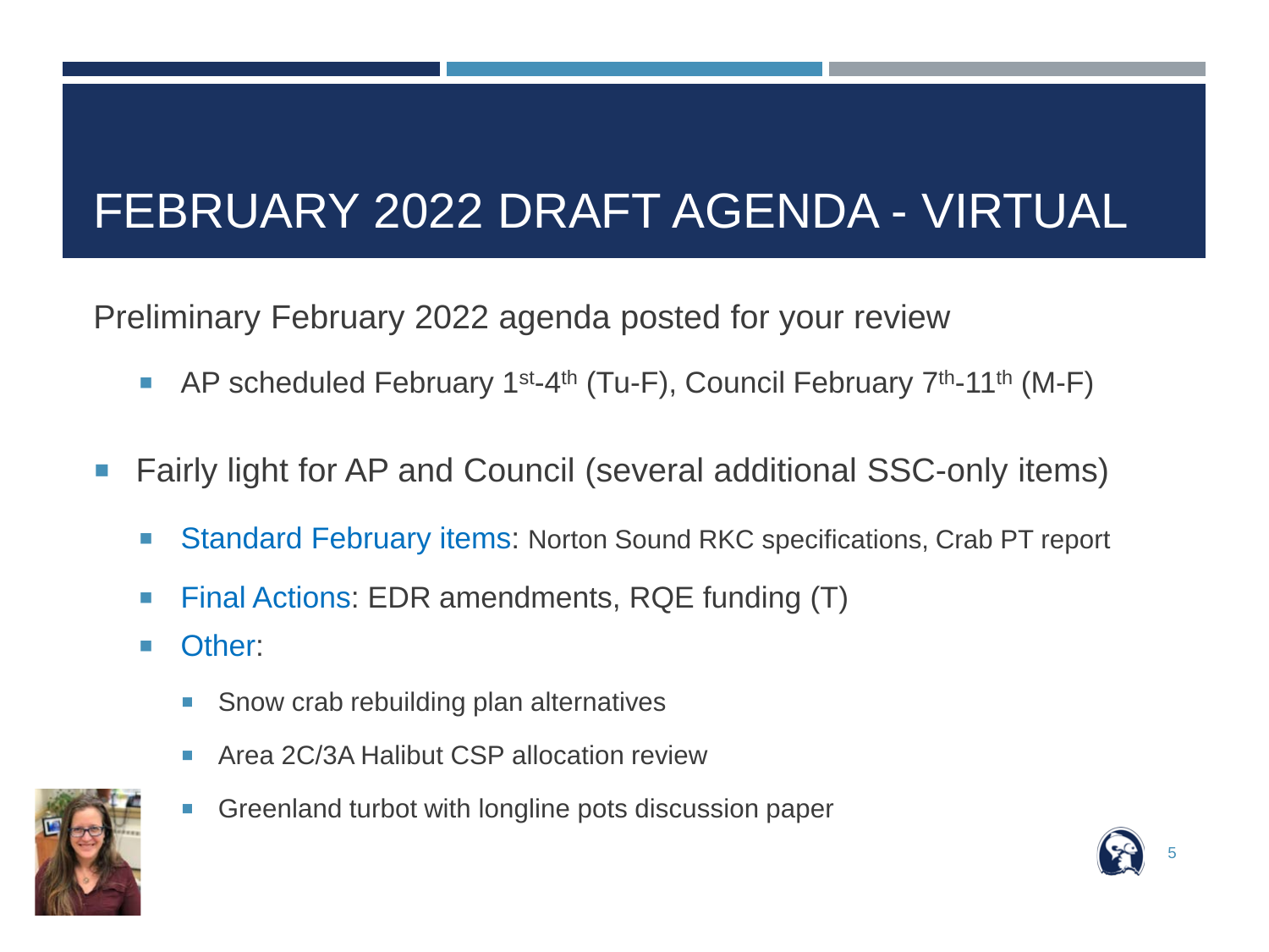# FEBRUARY 2022 DRAFT AGENDA - VIRTUAL

Preliminary February 2022 agenda posted for your review

- AP scheduled February 1st-4th (Tu-F), Council February 7th-11th (M-F)

- Fairly light for AP and Council (several additional SSC-only items)
  - Standard February items: Norton Sound RKC specifications, Crab PT report
  - Final Actions: EDR amendments, RQE funding (T)
  - Other:
    - Snow crab rebuilding plan alternatives
    - Area 2C/3A Halibut CSP allocation review
    - Greenland turbot with longline pots discussion paper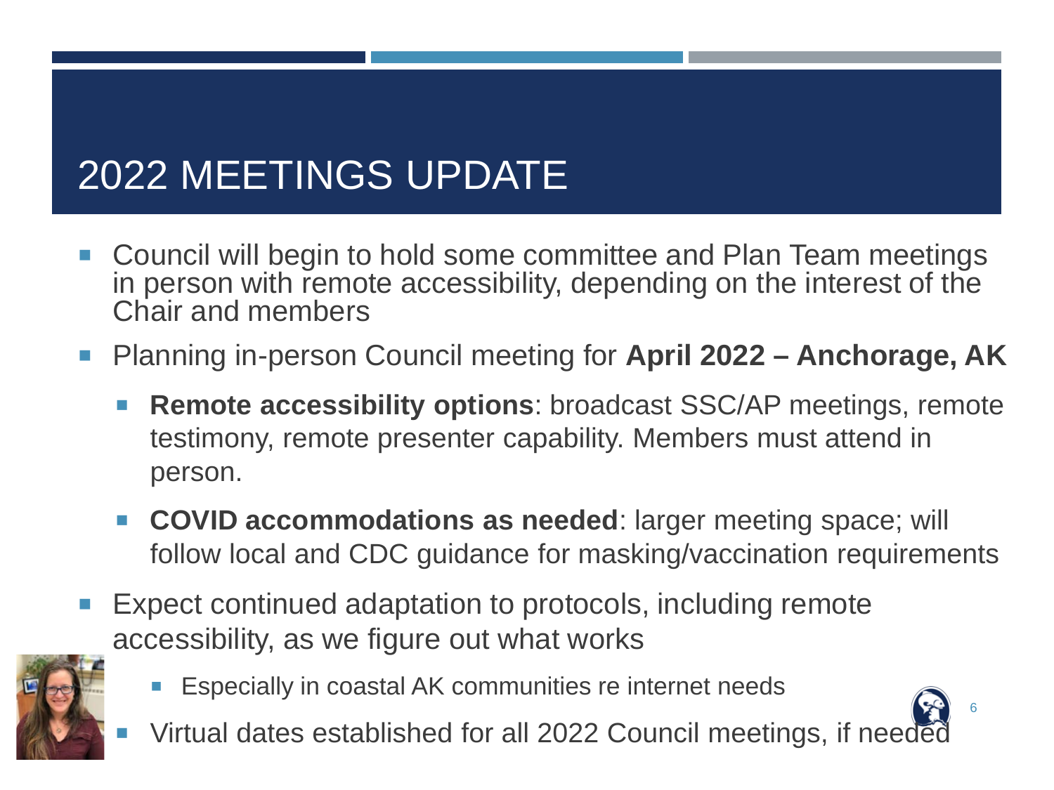# 2022 MEETINGS UPDATE

- Council will begin to hold some committee and Plan Team meetings in person with remote accessibility, depending on the interest of the Chair and members
- Planning in-person Council meeting for **April 2022 – Anchorage, AK**
  - **Remote accessibility options**: broadcast SSC/AP meetings, remote testimony, remote presenter capability. Members must attend in person.
  - **COVID accommodations as needed**: larger meeting space; will follow local and CDC guidance for masking/vaccination requirements
- Expect continued adaptation to protocols, including remote accessibility, as we figure out what works
  - Especially in coastal AK communities re internet needs
- Virtual dates established for all 2022 Council meetings, if needed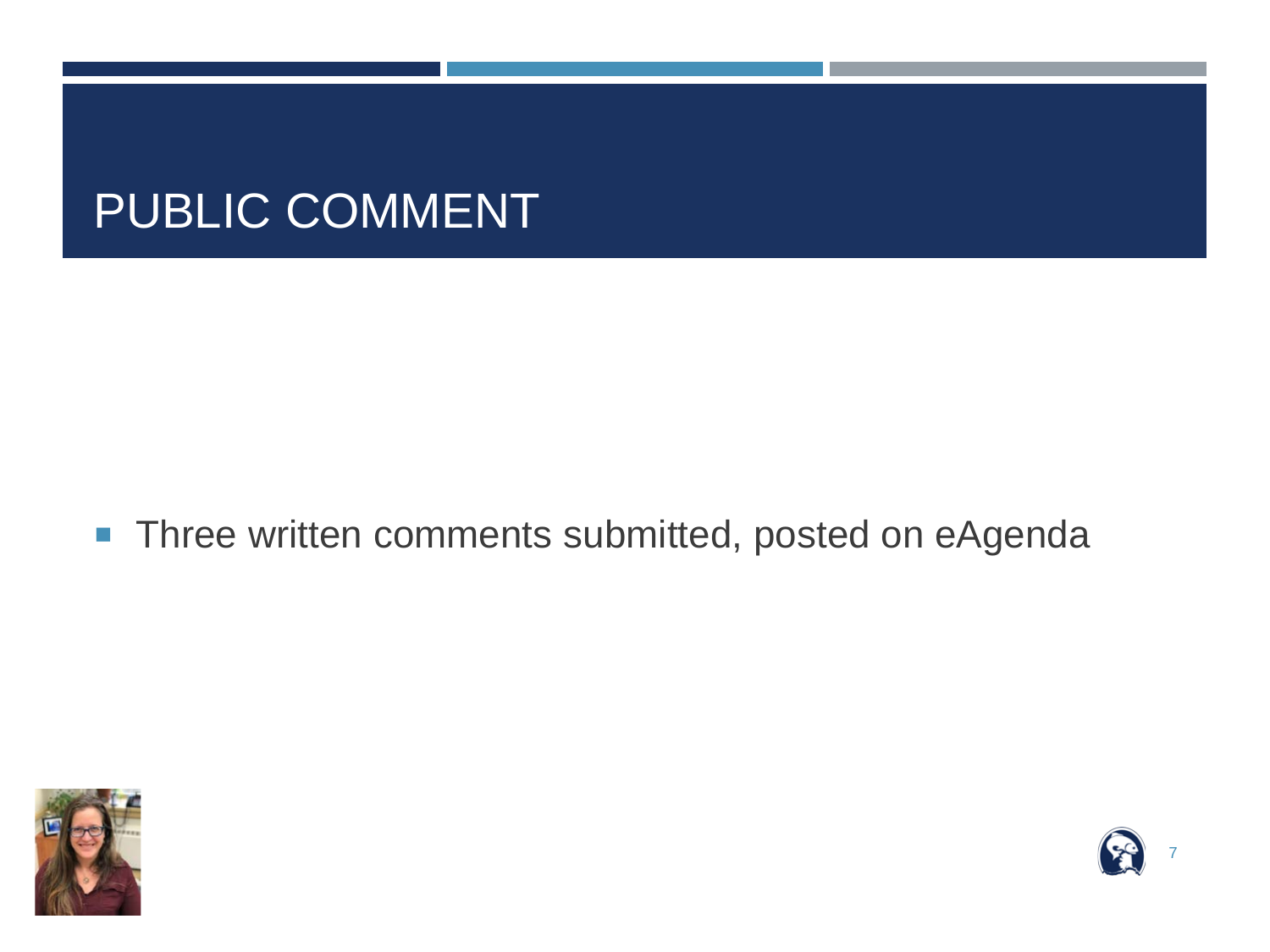# PUBLIC COMMENT

- Three written comments submitted, posted on eAgenda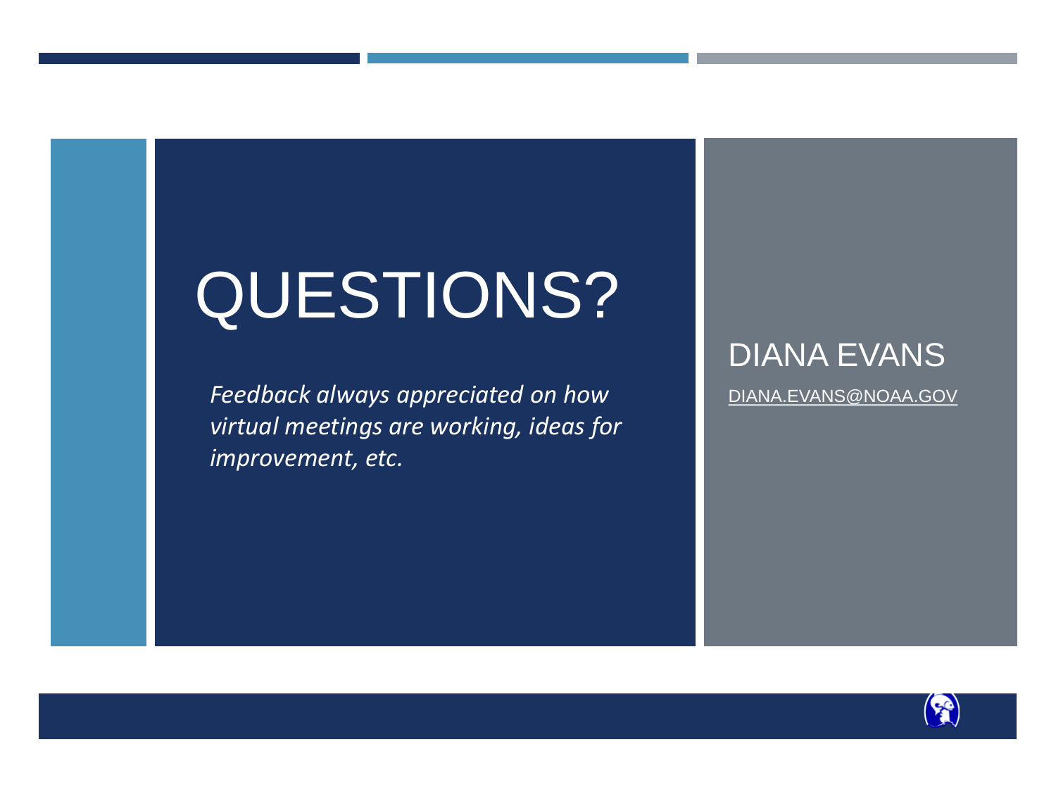# QUESTIONS?

*Feedback always appreciated on how virtual meetings are working, ideas for improvement, etc.*

DIANA EVANS

DIANA.EVANS@NOAA.GOV